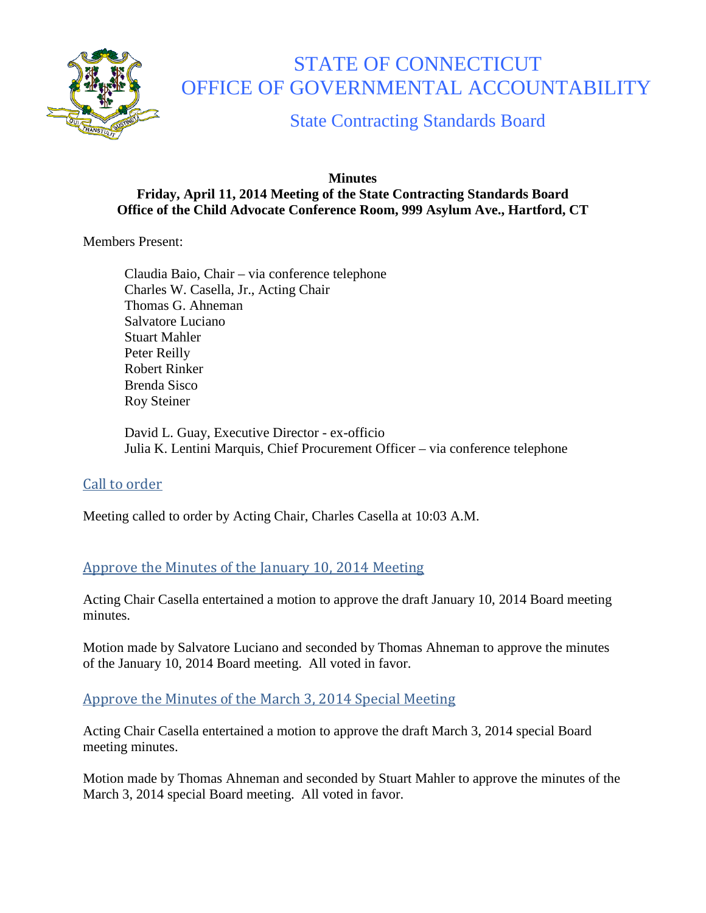# STATE OF CONNECTICUT
# OFFICE OF GOVERNMENTAL ACCOUNTABILITY

## State Contracting Standards Board

**Minutes**
**Friday, April 11, 2014 Meeting of the State Contracting Standards Board**
**Office of the Child Advocate Conference Room, 999 Asylum Ave., Hartford, CT**

Members Present:

Claudia Baio, Chair – via conference telephone
Charles W. Casella, Jr., Acting Chair
Thomas G. Ahneman
Salvatore Luciano
Stuart Mahler
Peter Reilly
Robert Rinker
Brenda Sisco
Roy Steiner

David L. Guay, Executive Director - ex-officio
Julia K. Lentini Marquis, Chief Procurement Officer – via conference telephone

### Call to order

Meeting called to order by Acting Chair, Charles Casella at 10:03 A.M.

### Approve the Minutes of the January 10, 2014 Meeting

Acting Chair Casella entertained a motion to approve the draft January 10, 2014 Board meeting minutes.

Motion made by Salvatore Luciano and seconded by Thomas Ahneman to approve the minutes of the January 10, 2014 Board meeting. All voted in favor.

### Approve the Minutes of the March 3, 2014 Special Meeting

Acting Chair Casella entertained a motion to approve the draft March 3, 2014 special Board meeting minutes.

Motion made by Thomas Ahneman and seconded by Stuart Mahler to approve the minutes of the March 3, 2014 special Board meeting. All voted in favor.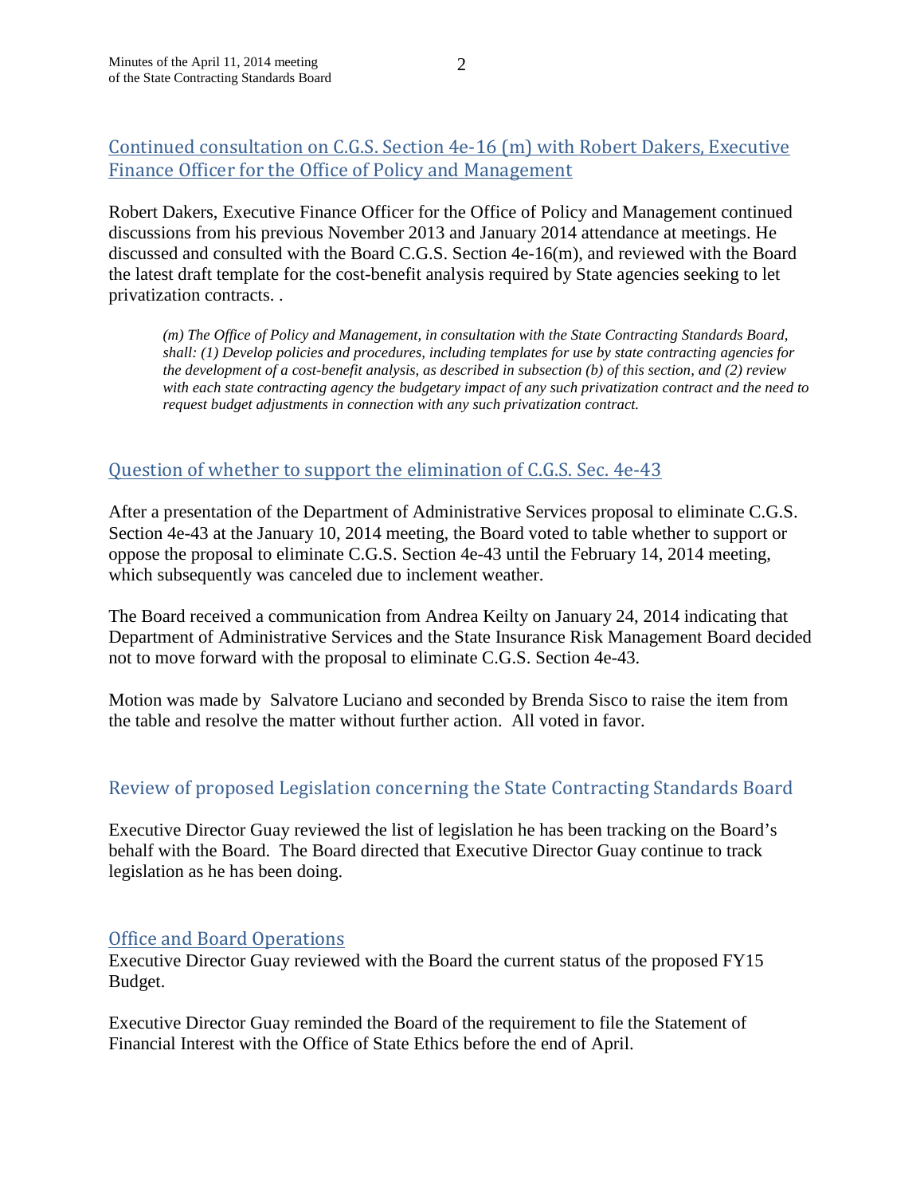## Continued consultation on C.G.S. Section 4e-16 (m) with Robert Dakers, Executive Finance Officer for the Office of Policy and Management

Robert Dakers, Executive Finance Officer for the Office of Policy and Management continued discussions from his previous November 2013 and January 2014 attendance at meetings. He discussed and consulted with the Board C.G.S. Section 4e-16(m), and reviewed with the Board the latest draft template for the cost-benefit analysis required by State agencies seeking to let privatization contracts. .

> *(m) The Office of Policy and Management, in consultation with the State Contracting Standards Board, shall: (1) Develop policies and procedures, including templates for use by state contracting agencies for the development of a cost-benefit analysis, as described in subsection (b) of this section, and (2) review with each state contracting agency the budgetary impact of any such privatization contract and the need to request budget adjustments in connection with any such privatization contract.*

## Question of whether to support the elimination of C.G.S. Sec. 4e-43

After a presentation of the Department of Administrative Services proposal to eliminate C.G.S. Section 4e-43 at the January 10, 2014 meeting, the Board voted to table whether to support or oppose the proposal to eliminate C.G.S. Section 4e-43 until the February 14, 2014 meeting, which subsequently was canceled due to inclement weather.

The Board received a communication from Andrea Keilty on January 24, 2014 indicating that Department of Administrative Services and the State Insurance Risk Management Board decided not to move forward with the proposal to eliminate C.G.S. Section 4e-43.

Motion was made by Salvatore Luciano and seconded by Brenda Sisco to raise the item from the table and resolve the matter without further action. All voted in favor.

## Review of proposed Legislation concerning the State Contracting Standards Board

Executive Director Guay reviewed the list of legislation he has been tracking on the Board's behalf with the Board. The Board directed that Executive Director Guay continue to track legislation as he has been doing.

## Office and Board Operations

Executive Director Guay reviewed with the Board the current status of the proposed FY15 Budget.

Executive Director Guay reminded the Board of the requirement to file the Statement of Financial Interest with the Office of State Ethics before the end of April.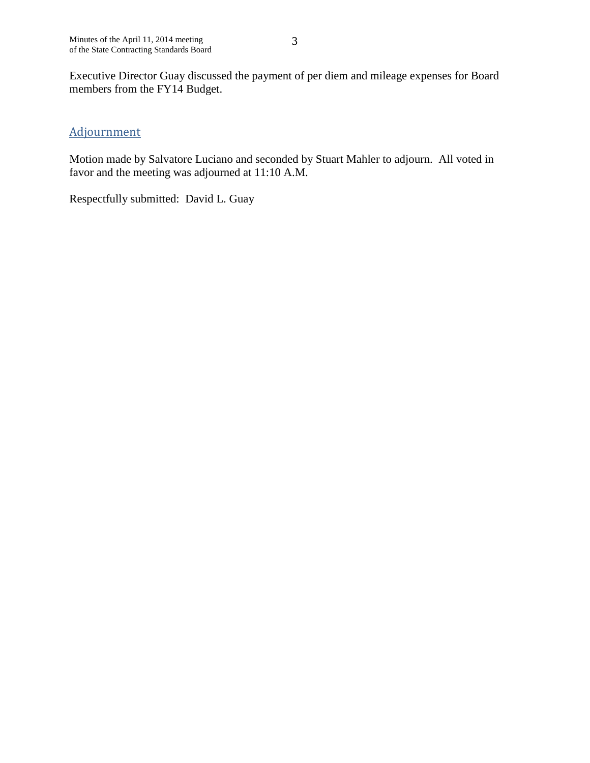Executive Director Guay discussed the payment of per diem and mileage expenses for Board members from the FY14 Budget.

## Adjournment

Motion made by Salvatore Luciano and seconded by Stuart Mahler to adjourn. All voted in favor and the meeting was adjourned at 11:10 A.M.

Respectfully submitted: David L. Guay